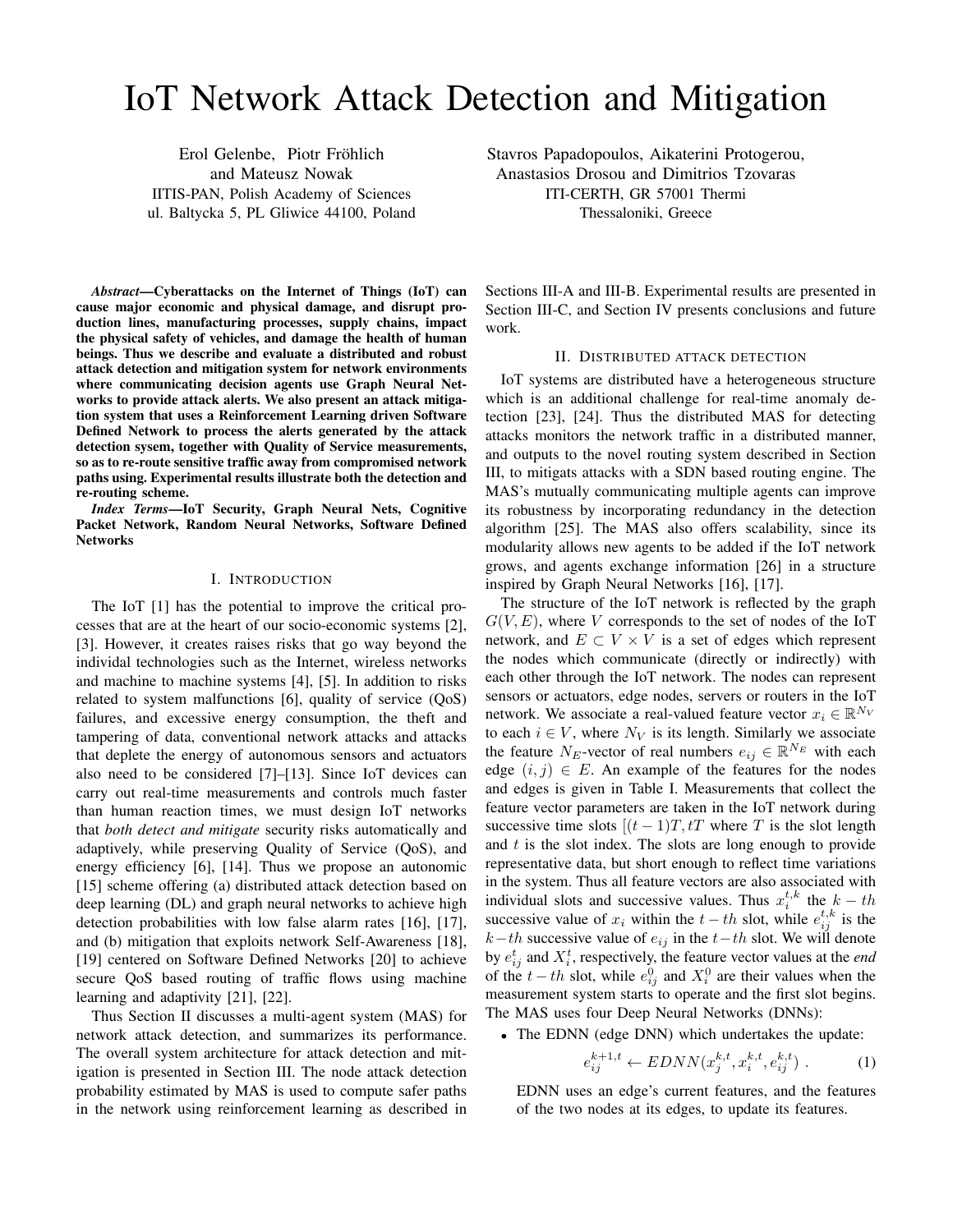# IoT Network Attack Detection and Mitigation

Erol Gelenbe, Piotr Fröhlich and Mateusz Nowak
IITIS-PAN, Polish Academy of Sciences
ul. Baltycka 5, PL Gliwice 44100, Poland

Stavros Papadopoulos, Aikaterini Protogerou, Anastasios Drosou and Dimitrios Tzovaras
ITI-CERTH, GR 57001 Thermi
Thessaloniki, Greece

***Abstract*—Cyberattacks on the Internet of Things (IoT) can cause major economic and physical damage, and disrupt production lines, manufacturing processes, supply chains, impact the physical safety of vehicles, and damage the health of human beings. Thus we describe and evaluate a distributed and robust attack detection and mitigation system for network environments where communicating decision agents use Graph Neural Networks to provide attack alerts. We also present an attack mitigation system that uses a Reinforcement Learning driven Software Defined Network to process the alerts generated by the attack detection sysem, together with Quality of Service measurements, so as to re-route sensitive traffic away from compromised network paths using. Experimental results illustrate both the detection and re-routing scheme.**

***Index Terms*—IoT Security, Graph Neural Nets, Cognitive Packet Network, Random Neural Networks, Software Defined Networks**

## I. Introduction

The IoT [1] has the potential to improve the critical processes that are at the heart of our socio-economic systems [2], [3]. However, it creates raises risks that go way beyond the individual technologies such as the Internet, wireless networks and machine to machine systems [4], [5]. In addition to risks related to system malfunctions [6], quality of service (QoS) failures, and excessive energy consumption, the theft and tampering of data, conventional network attacks and attacks that deplete the energy of autonomous sensors and actuators also need to be considered [7]–[13]. Since IoT devices can carry out real-time measurements and controls much faster than human reaction times, we must design IoT networks that *both detect and mitigate* security risks automatically and adaptively, while preserving Quality of Service (QoS), and energy efficiency [6], [14]. Thus we propose an autonomic [15] scheme offering (a) distributed attack detection based on deep learning (DL) and graph neural networks to achieve high detection probabilities with low false alarm rates [16], [17], and (b) mitigation that exploits network Self-Awareness [18], [19] centered on Software Defined Networks [20] to achieve secure QoS based routing of traffic flows using machine learning and adaptivity [21], [22].

Thus Section II discusses a multi-agent system (MAS) for network attack detection, and summarizes its performance. The overall system architecture for attack detection and mitigation is presented in Section III. The node attack detection probability estimated by MAS is used to compute safer paths in the network using reinforcement learning as described in Sections III-A and III-B. Experimental results are presented in Section III-C, and Section IV presents conclusions and future work.

## II. Distributed attack detection

IoT systems are distributed have a heterogeneous structure which is an additional challenge for real-time anomaly detection [23], [24]. Thus the distributed MAS for detecting attacks monitors the network traffic in a distributed manner, and outputs to the novel routing system described in Section III, to mitigats attacks with a SDN based routing engine. The MAS's mutually communicating multiple agents can improve its robustness by incorporating redundancy in the detection algorithm [25]. The MAS also offers scalability, since its modularity allows new agents to be added if the IoT network grows, and agents exchange information [26] in a structure inspired by Graph Neural Networks [16], [17].

The structure of the IoT network is reflected by the graph $G(V, E)$, where $V$ corresponds to the set of nodes of the IoT network, and $E \subset V \times V$ is a set of edges which represent the nodes which communicate (directly or indirectly) with each other through the IoT network. The nodes can represent sensors or actuators, edge nodes, servers or routers in the IoT network. We associate a real-valued feature vector $x_i \in \mathbb{R}^{N_V}$ to each $i \in V$, where $N_V$ is its length. Similarly we associate the feature $N_E$-vector of real numbers $e_{ij} \in \mathbb{R}^{N_E}$ with each edge $(i, j) \in E$. An example of the features for the nodes and edges is given in Table I. Measurements that collect the feature vector parameters are taken in the IoT network during successive time slots $[(t-1)T, tT$ where $T$ is the slot length and $t$ is the slot index. The slots are long enough to provide representative data, but short enough to reflect time variations in the system. Thus all feature vectors are also associated with individual slots and successive values. Thus $x_i^{t,k}$ the $k-th$ successive value of $x_i$ within the $t-th$ slot, while $e_{ij}^{t,k}$ is the $k-th$ successive value of $e_{ij}$ in the $t-th$ slot. We will denote by $e_{ij}^t$ and $X_i^t$, respectively, the feature vector values at the *end* of the $t-th$ slot, while $e_{ij}^0$ and $X_i^0$ are their values when the measurement system starts to operate and the first slot begins. The MAS uses four Deep Neural Networks (DNNs):

- The EDNN (edge DNN) which undertakes the update:

$$e_{ij}^{k+1,t} \leftarrow EDNN(x_j^{k,t}, x_i^{k,t}, e_{ij}^{k,t}) \ . \tag{1}$$

  EDNN uses an edge's current features, and the features of the two nodes at its edges, to update its features.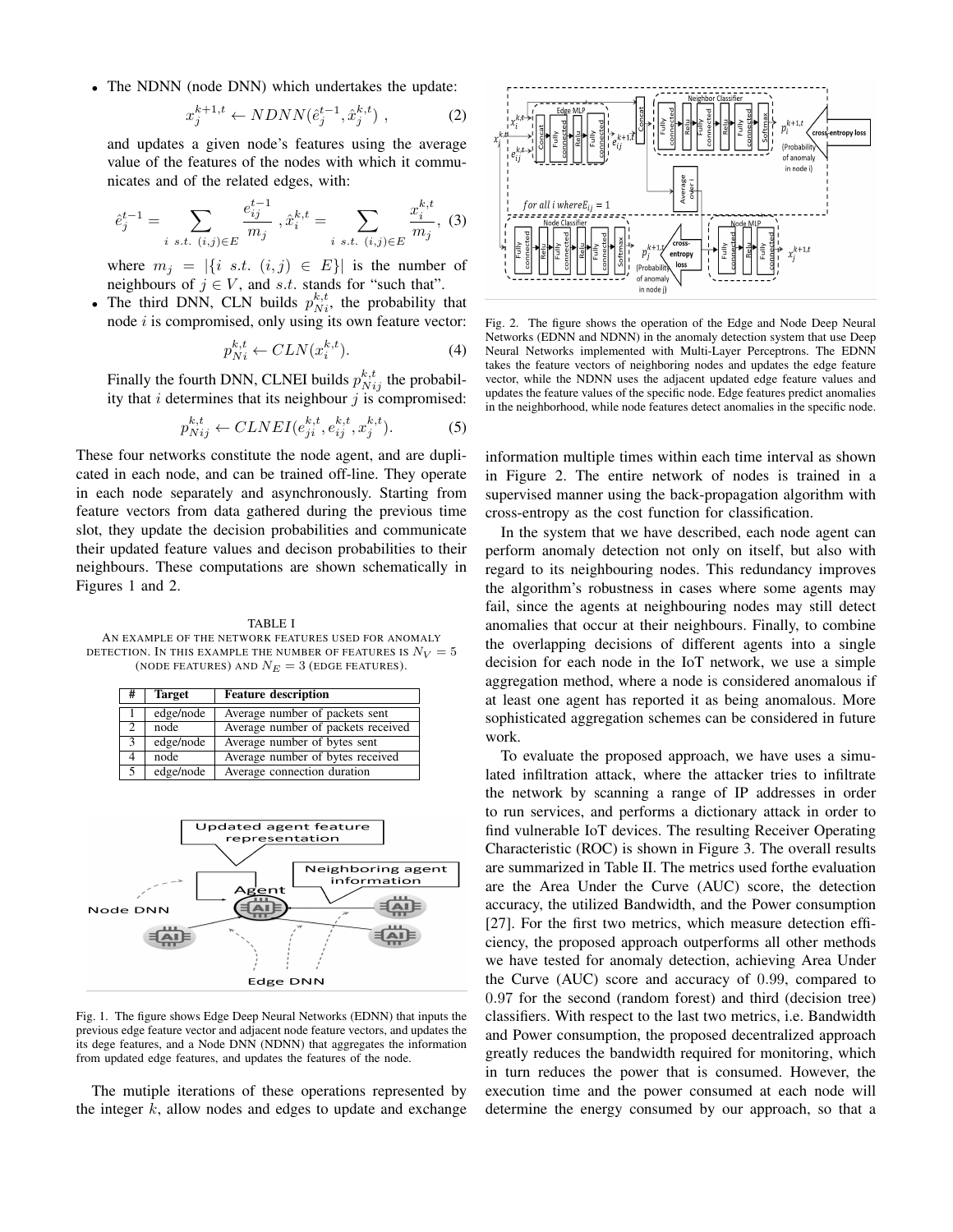- The NDNN (node DNN) which undertakes the update:

$$x_j^{k+1,t} \leftarrow NDNN(\hat{e}_j^{t-1}, \hat{x}_j^{k,t}) \ , \tag{2}$$

  and updates a given node's features using the average value of the features of the nodes with which it communicates and of the related edges, with:

$$\hat{e}_j^{t-1} = \sum_{i \ s.t. \ (i,j) \in E} \frac{e_{ij}^{t-1}}{m_j} \ , \hat{x}_i^{k,t} = \sum_{i \ s.t. \ (i,j) \in E} \frac{x_i^{k,t}}{m_j}, \tag{3}$$

  where $m_j = |\{i \ s.t. \ (i,j) \in E\}|$ is the number of neighbours of $j \in V$, and $s.t.$ stands for "such that".
- The third DNN, CLN builds $p_{Ni}^{k,t}$, the probability that node $i$ is compromised, only using its own feature vector:

$$p_{Ni}^{k,t} \leftarrow CLN(x_i^{k,t}). \tag{4}$$

  Finally the fourth DNN, CLNEI builds $p_{Nij}^{k,t}$ the probability that $i$ determines that its neighbour $j$ is compromised:

$$p_{Nij}^{k,t} \leftarrow CLNEI(e_{ji}^{k,t}, e_{ij}^{k,t}, x_j^{k,t}). \tag{5}$$

These four networks constitute the node agent, and are duplicated in each node, and can be trained off-line. They operate in each node separately and asynchronously. Starting from feature vectors from data gathered during the previous time slot, they update the decision probabilities and communicate their updated feature values and decison probabilities to their neighbours. These computations are shown schematically in Figures 1 and 2.

TABLE I
AN EXAMPLE OF THE NETWORK FEATURES USED FOR ANOMALY DETECTION. IN THIS EXAMPLE THE NUMBER OF FEATURES IS $N_V = 5$ (NODE FEATURES) AND $N_E = 3$ (EDGE FEATURES).

| # | Target | Feature description |
|---|---|---|
| 1 | edge/node | Average number of packets sent |
| 2 | node | Average number of packets received |
| 3 | edge/node | Average number of bytes sent |
| 4 | node | Average number of bytes received |
| 5 | edge/node | Average connection duration |

Fig. 1. The figure shows Edge Deep Neural Networks (EDNN) that inputs the previous edge feature vector and adjacent node feature vectors, and updates the its dege features, and a Node DNN (NDNN) that aggregates the information from updated edge features, and updates the features of the node.

The mutiple iterations of these operations represented by the integer $k$, allow nodes and edges to update and exchange information multiple times within each time interval as shown in Figure 2. The entire network of nodes is trained in a supervised manner using the back-propagation algorithm with cross-entropy as the cost function for classification.

Fig. 2. The figure shows the operation of the Edge and Node Deep Neural Networks (EDNN and NDNN) in the anomaly detection system that use Deep Neural Networks implemented with Multi-Layer Perceptrons. The EDNN takes the feature vectors of neighboring nodes and updates the edge feature vector, while the NDNN uses the adjacent updated edge feature values and updates the feature values of the specific node. Edge features predict anomalies in the neighborhood, while node features detect anomalies in the specific node.

In the system that we have described, each node agent can perform anomaly detection not only on itself, but also with regard to its neighbouring nodes. This redundancy improves the algorithm's robustness in cases where some agents may fail, since the agents at neighbouring nodes may still detect anomalies that occur at their neighbours. Finally, to combine the overlapping decisions of different agents into a single decision for each node in the IoT network, we use a simple aggregation method, where a node is considered anomalous if at least one agent has reported it as being anomalous. More sophisticated aggregation schemes can be considered in future work.

To evaluate the proposed approach, we have uses a simulated infiltration attack, where the attacker tries to infiltrate the network by scanning a range of IP addresses in order to run services, and performs a dictionary attack in order to find vulnerable IoT devices. The resulting Receiver Operating Characteristic (ROC) is shown in Figure 3. The overall results are summarized in Table II. The metrics used forthe evaluation are the Area Under the Curve (AUC) score, the detection accuracy, the utilized Bandwidth, and the Power consumption [27]. For the first two metrics, which measure detection efficiency, the proposed approach outperforms all other methods we have tested for anomaly detection, achieving Area Under the Curve (AUC) score and accuracy of 0.99, compared to 0.97 for the second (random forest) and third (decision tree) classifiers. With respect to the last two metrics, i.e. Bandwidth and Power consumption, the proposed decentralized approach greatly reduces the bandwidth required for monitoring, which in turn reduces the power that is consumed. However, the execution time and the power consumed at each node will determine the energy consumed by our approach, so that a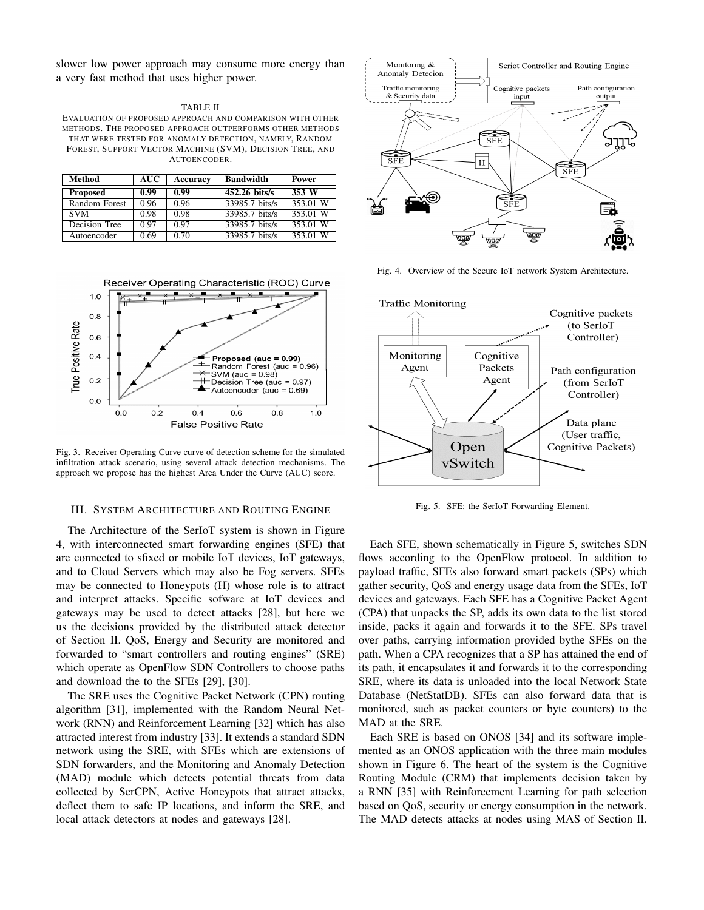slower low power approach may consume more energy than a very fast method that uses higher power.

TABLE II
EVALUATION OF PROPOSED APPROACH AND COMPARISON WITH OTHER METHODS. THE PROPOSED APPROACH OUTPERFORMS OTHER METHODS THAT WERE TESTED FOR ANOMALY DETECTION, NAMELY, RANDOM FOREST, SUPPORT VECTOR MACHINE (SVM), DECISION TREE, AND AUTOENCODER.

| Method | AUC | Accuracy | Bandwidth | Power |
|---|---|---|---|---|
| **Proposed** | **0.99** | **0.99** | **452.26 bits/s** | **353 W** |
| Random Forest | 0.96 | 0.96 | 33985.7 bits/s | 353.01 W |
| SVM | 0.98 | 0.98 | 33985.7 bits/s | 353.01 W |
| Decision Tree | 0.97 | 0.97 | 33985.7 bits/s | 353.01 W |
| Autoencoder | 0.69 | 0.70 | 33985.7 bits/s | 353.01 W |

Fig. 3. Receiver Operating Curve curve of detection scheme for the simulated infiltration attack scenario, using several attack detection mechanisms. The approach we propose has the highest Area Under the Curve (AUC) score.

## III. SYSTEM ARCHITECTURE AND ROUTING ENGINE

The Architecture of the SerIoT system is shown in Figure 4, with interconnected smart forwarding engines (SFE) that are connected to sfixed or mobile IoT devices, IoT gateways, and to Cloud Servers which may also be Fog servers. SFEs may be connected to Honeypots (H) whose role is to attract and interpret attacks. Specific sofware at IoT devices and gateways may be used to detect attacks [28], but here we us the decisions provided by the distributed attack detector of Section II. QoS, Energy and Security are monitored and forwarded to "smart controllers and routing engines" (SRE) which operate as OpenFlow SDN Controllers to choose paths and download the to the SFEs [29], [30].

The SRE uses the Cognitive Packet Network (CPN) routing algorithm [31], implemented with the Random Neural Network (RNN) and Reinforcement Learning [32] which has also attracted interest from industry [33]. It extends a standard SDN network using the SRE, with SFEs which are extensions of SDN forwarders, and the Monitoring and Anomaly Detection (MAD) module which detects potential threats from data collected by SerCPN, Active Honeypots that attract attacks, deflect them to safe IP locations, and inform the SRE, and local attack detectors at nodes and gateways [28].

Fig. 4. Overview of the Secure IoT network System Architecture.

Fig. 5. SFE: the SerIoT Forwarding Element.

Each SFE, shown schematically in Figure 5, switches SDN flows according to the OpenFlow protocol. In addition to payload traffic, SFEs also forward smart packets (SPs) which gather security, QoS and energy usage data from the SFEs, IoT devices and gateways. Each SFE has a Cognitive Packet Agent (CPA) that unpacks the SP, adds its own data to the list stored inside, packs it again and forwards it to the SFE. SPs travel over paths, carrying information provided bythe SFEs on the path. When a CPA recognizes that a SP has attained the end of its path, it encapsulates it and forwards it to the corresponding SRE, where its data is unloaded into the local Network State Database (NetStatDB). SFEs can also forward data that is monitored, such as packet counters or byte counters) to the MAD at the SRE.

Each SRE is based on ONOS [34] and its software implemented as an ONOS application with the three main modules shown in Figure 6. The heart of the system is the Cognitive Routing Module (CRM) that implements decision taken by a RNN [35] with Reinforcement Learning for path selection based on QoS, security or energy consumption in the network. The MAD detects attacks at nodes using MAS of Section II.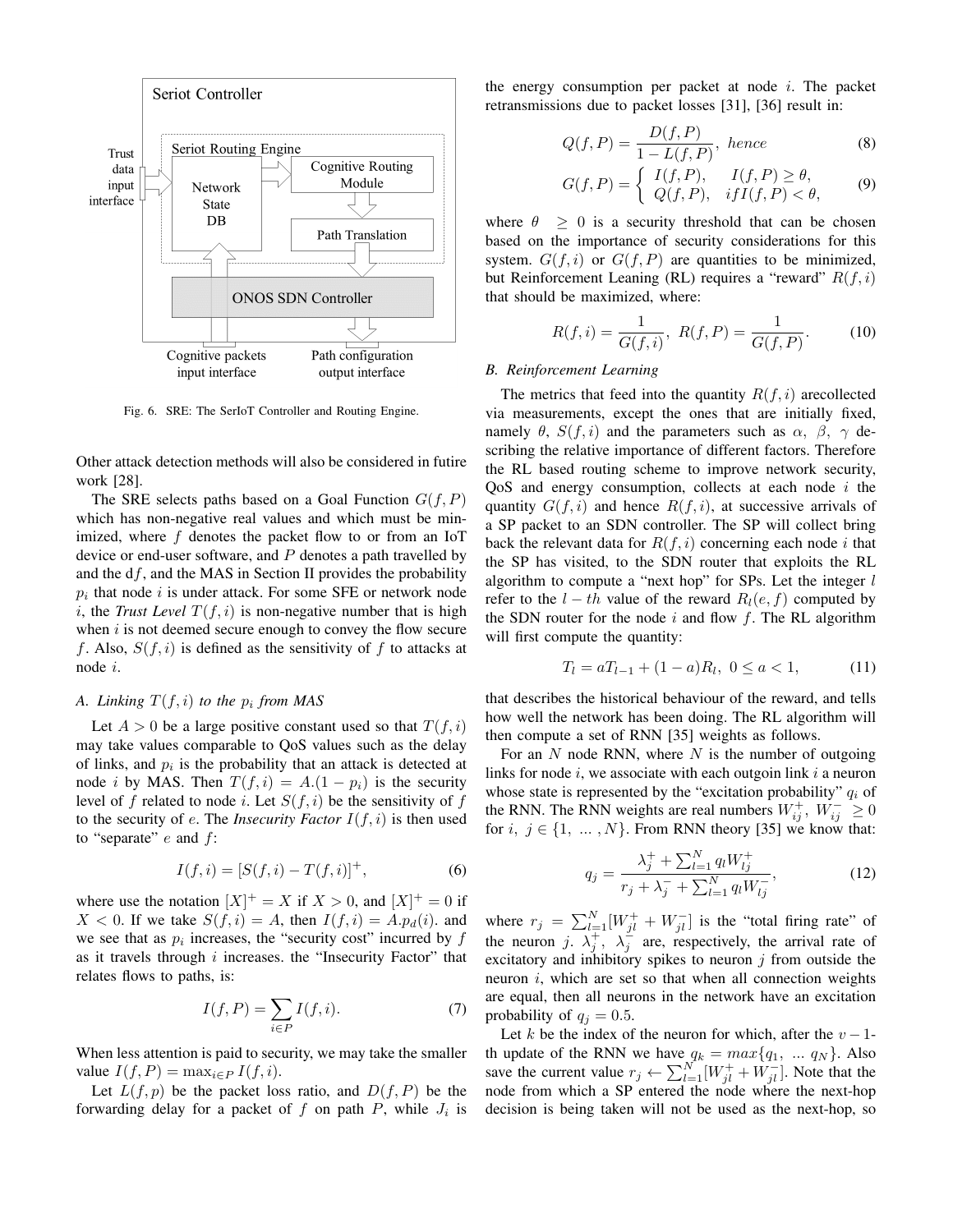Fig. 6. SRE: The SerIoT Controller and Routing Engine.

Other attack detection methods will also be considered in futire work [28].

The SRE selects paths based on a Goal Function $G(f, P)$ which has non-negative real values and which must be minimized, where $f$ denotes the packet flow to or from an IoT device or end-user software, and $P$ denotes a path travelled by and the d$f$, and the MAS in Section II provides the probability $p_i$ that node $i$ is under attack. For some SFE or network node $i$, the *Trust Level* $T(f, i)$ is non-negative number that is high when $i$ is not deemed secure enough to convey the flow secure $f$. Also, $S(f, i)$ is defined as the sensitivity of $f$ to attacks at node $i$.

### A. Linking $T(f, i)$ to the $p_i$ from MAS

Let $A > 0$ be a large positive constant used so that $T(f, i)$ may take values comparable to QoS values such as the delay of links, and $p_i$ is the probability that an attack is detected at node $i$ by MAS. Then $T(f, i) = A.(1 - p_i)$ is the security level of $f$ related to node $i$. Let $S(f, i)$ be the sensitivity of $f$ to the security of $e$. The *Insecurity Factor* $I(f, i)$ is then used to "separate" $e$ and $f$:

$$I(f, i) = [S(f, i) - T(f, i)]^+, \tag{6}$$

where use the notation $[X]^+ = X$ if $X > 0$, and $[X]^+ = 0$ if $X < 0$. If we take $S(f, i) = A$, then $I(f, i) = A.p_d(i)$. and we see that as $p_i$ increases, the "security cost" incurred by $f$ as it travels through $i$ increases. the "Insecurity Factor" that relates flows to paths, is:

$$I(f, P) = \sum_{i \in P} I(f, i). \tag{7}$$

When less attention is paid to security, we may take the smaller value $I(f, P) = \max_{i \in P} I(f, i)$.

Let $L(f, p)$ be the packet loss ratio, and $D(f, P)$ be the forwarding delay for a packet of $f$ on path $P$, while $J_i$ is the energy consumption per packet at node $i$. The packet retransmissions due to packet losses [31], [36] result in:

$$Q(f, P) = \frac{D(f, P)}{1 - L(f, P)}, \ hence \tag{8}$$

$$G(f, P) = \begin{cases} I(f, P), & I(f, P) \geq \theta, \\ Q(f, P), & if I(f, P) < \theta, \end{cases} \tag{9}$$

where $\theta \geq 0$ is a security threshold that can be chosen based on the importance of security considerations for this system. $G(f, i)$ or $G(f, P)$ are quantities to be minimized, but Reinforcement Leaning (RL) requires a "reward" $R(f, i)$ that should be maximized, where:

$$R(f, i) = \frac{1}{G(f, i)}, \ R(f, P) = \frac{1}{G(f, P)}. \tag{10}$$

### B. Reinforcement Learning

The metrics that feed into the quantity $R(f, i)$ arecollected via measurements, except the ones that are initially fixed, namely $\theta$, $S(f, i)$ and the parameters such as $\alpha$, $\beta$, $\gamma$ describing the relative importance of different factors. Therefore the RL based routing scheme to improve network security, QoS and energy consumption, collects at each node $i$ the quantity $G(f, i)$ and hence $R(f, i)$, at successive arrivals of a SP packet to an SDN controller. The SP will collect bring back the relevant data for $R(f, i)$ concerning each node $i$ that the SP has visited, to the SDN router that exploits the RL algorithm to compute a "next hop" for SPs. Let the integer $l$ refer to the $l - th$ value of the reward $R_l(e, f)$ computed by the SDN router for the node $i$ and flow $f$. The RL algorithm will first compute the quantity:

$$T_l = aT_{l-1} + (1 - a)R_l, \ 0 \leq a < 1, \tag{11}$$

that describes the historical behaviour of the reward, and tells how well the network has been doing. The RL algorithm will then compute a set of RNN [35] weights as follows.

For an $N$ node RNN, where $N$ is the number of outgoing links for node $i$, we associate with each outgoin link $i$ a neuron whose state is represented by the "excitation probability" $q_i$ of the RNN. The RNN weights are real numbers $W_{ij}^+$, $W_{ij}^- \geq 0$ for $i$, $j \in \{1, \ldots, N\}$. From RNN theory [35] we know that:

$$q_j = \frac{\lambda_j^+ + \sum_{l=1}^{N} q_l W_{lj}^+}{r_j + \lambda_j^- + \sum_{l=1}^{N} q_l W_{lj}^-}, \tag{12}$$

where $r_j = \sum_{l=1}^{N} [W_{jl}^+ + W_{jl}^-]$ is the "total firing rate" of the neuron $j$. $\lambda_j^+$, $\lambda_j^-$ are, respectively, the arrival rate of excitatory and inhibitory spikes to neuron $j$ from outside the neuron $i$, which are set so that when all connection weights are equal, then all neurons in the network have an excitation probability of $q_j = 0.5$.

Let $k$ be the index of the neuron for which, after the $v-1$-th update of the RNN we have $q_k = max\{q_1, \ldots q_N\}$. Also save the current value $r_j \leftarrow \sum_{l=1}^{N} [W_{jl}^+ + W_{jl}^-]$. Note that the node from which a SP entered the node where the next-hop decision is being taken will not be used as the next-hop, so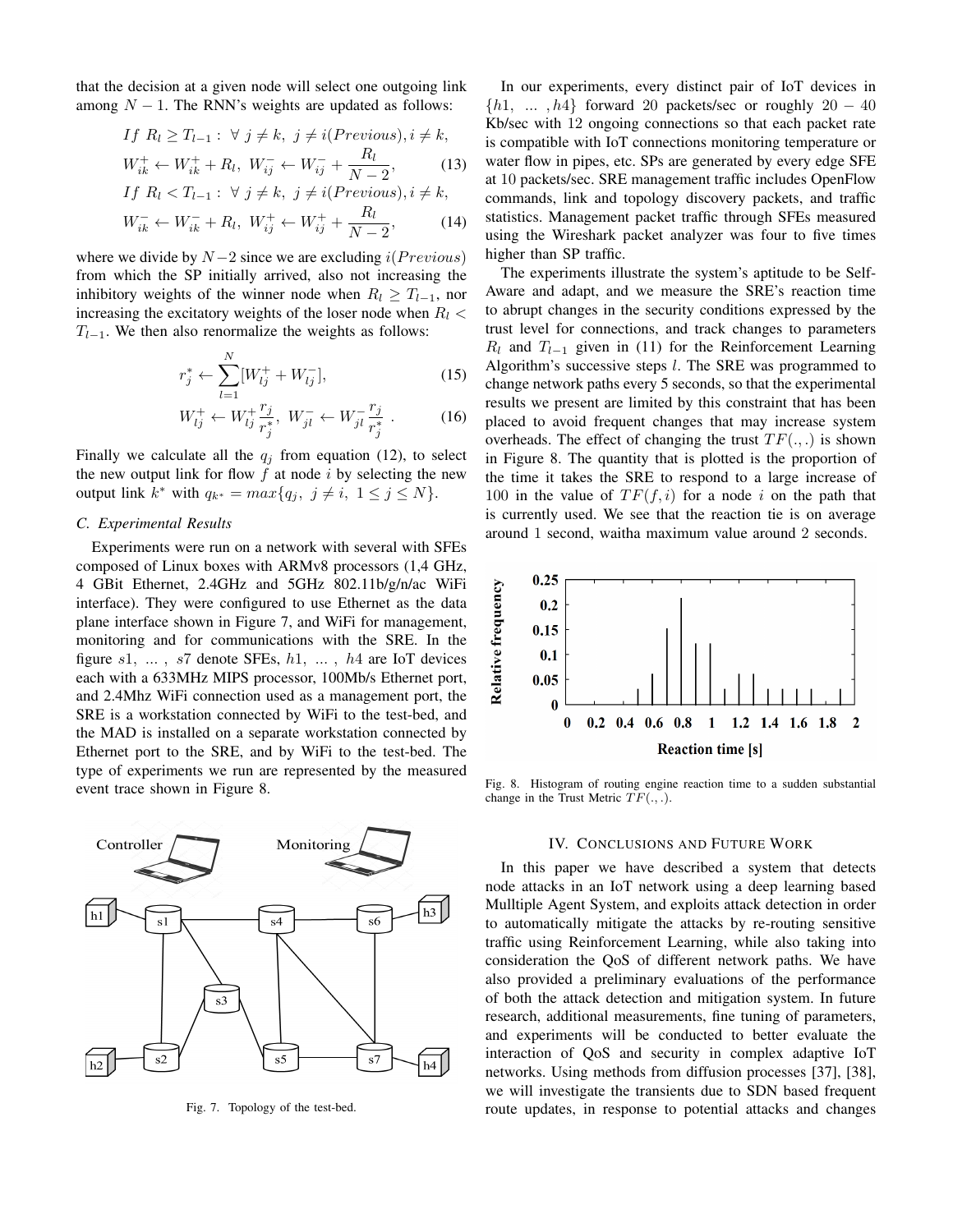that the decision at a given node will select one outgoing link among $N-1$. The RNN's weights are updated as follows:

$$If\ R_l \geq T_{l-1}:\ \forall\ j \neq k,\ j \neq i(Previous), i \neq k,$$

$$W^+_{ik} \leftarrow W^+_{ik} + R_l,\ W^-_{ij} \leftarrow W^-_{ij} + \frac{R_l}{N-2}, \tag{13}$$

$$If\ R_l < T_{l-1}:\ \forall\ j \neq k,\ j \neq i(Previous), i \neq k,$$

$$W^-_{ik} \leftarrow W^-_{ik} + R_l,\ W^+_{ij} \leftarrow W^+_{ij} + \frac{R_l}{N-2}, \tag{14}$$

where we divide by $N-2$ since we are excluding $i(Previous)$ from which the SP initially arrived, also not increasing the inhibitory weights of the winner node when $R_l \geq T_{l-1}$, nor increasing the excitatory weights of the loser node when $R_l < T_{l-1}$. We then also renormalize the weights as follows:

$$r^*_j \leftarrow \sum_{l=1}^{N}[W^+_{lj} + W^-_{lj}], \tag{15}$$

$$W^+_{lj} \leftarrow W^+_{lj}\frac{r_j}{r^*_j},\ W^-_{jl} \leftarrow W^-_{jl}\frac{r_j}{r^*_j}\ . \tag{16}$$

Finally we calculate all the $q_j$ from equation (12), to select the new output link for flow $f$ at node $i$ by selecting the new output link $k^*$ with $q_{k^*} = max\{q_j,\ j \neq i,\ 1 \leq j \leq N\}$.

### C. Experimental Results

Experiments were run on a network with several with SFEs composed of Linux boxes with ARMv8 processors (1,4 GHz, 4 GBit Ethernet, 2.4GHz and 5GHz 802.11b/g/n/ac WiFi interface). They were configured to use Ethernet as the data plane interface shown in Figure 7, and WiFi for management, monitoring and for communications with the SRE. In the figure $s1, \ ...\ , \ s7$ denote SFEs, $h1, \ ...\ , \ h4$ are IoT devices each with a 633MHz MIPS processor, 100Mb/s Ethernet port, and 2.4Mhz WiFi connection used as a management port, the SRE is a workstation connected by WiFi to the test-bed, and the MAD is installed on a separate workstation connected by Ethernet port to the SRE, and by WiFi to the test-bed. The type of experiments we run are represented by the measured event trace shown in Figure 8.

Fig. 7. Topology of the test-bed.

In our experiments, every distinct pair of IoT devices in $\{h1, \ ...\ , h4\}$ forward 20 packets/sec or roughly $20-40$ Kb/sec with 12 ongoing connections so that each packet rate is compatible with IoT connections monitoring temperature or water flow in pipes, etc. SPs are generated by every edge SFE at 10 packets/sec. SRE management traffic includes OpenFlow commands, link and topology discovery packets, and traffic statistics. Management packet traffic through SFEs measured using the Wireshark packet analyzer was four to five times higher than SP traffic.

The experiments illustrate the system's aptitude to be Self-Aware and adapt, and we measure the SRE's reaction time to abrupt changes in the security conditions expressed by the trust level for connections, and track changes to parameters $R_l$ and $T_{l-1}$ given in (11) for the Reinforcement Learning Algorithm's successive steps $l$. The SRE was programmed to change network paths every 5 seconds, so that the experimental results we present are limited by this constraint that has been placed to avoid frequent changes that may increase system overheads. The effect of changing the trust $TF(.,.)$ is shown in Figure 8. The quantity that is plotted is the proportion of the time it takes the SRE to respond to a large increase of 100 in the value of $TF(f,i)$ for a node $i$ on the path that is currently used. We see that the reaction tie is on average around 1 second, waitha maximum value around 2 seconds.

Fig. 8. Histogram of routing engine reaction time to a sudden substantial change in the Trust Metric $TF(.,.)$.

## IV. Conclusions and Future Work

In this paper we have described a system that detects node attacks in an IoT network using a deep learning based Mulltiple Agent System, and exploits attack detection in order to automatically mitigate the attacks by re-routing sensitive traffic using Reinforcement Learning, while also taking into consideration the QoS of different network paths. We have also provided a preliminary evaluations of the performance of both the attack detection and mitigation system. In future research, additional measurements, fine tuning of parameters, and experiments will be conducted to better evaluate the interaction of QoS and security in complex adaptive IoT networks. Using methods from diffusion processes [37], [38], we will investigate the transients due to SDN based frequent route updates, in response to potential attacks and changes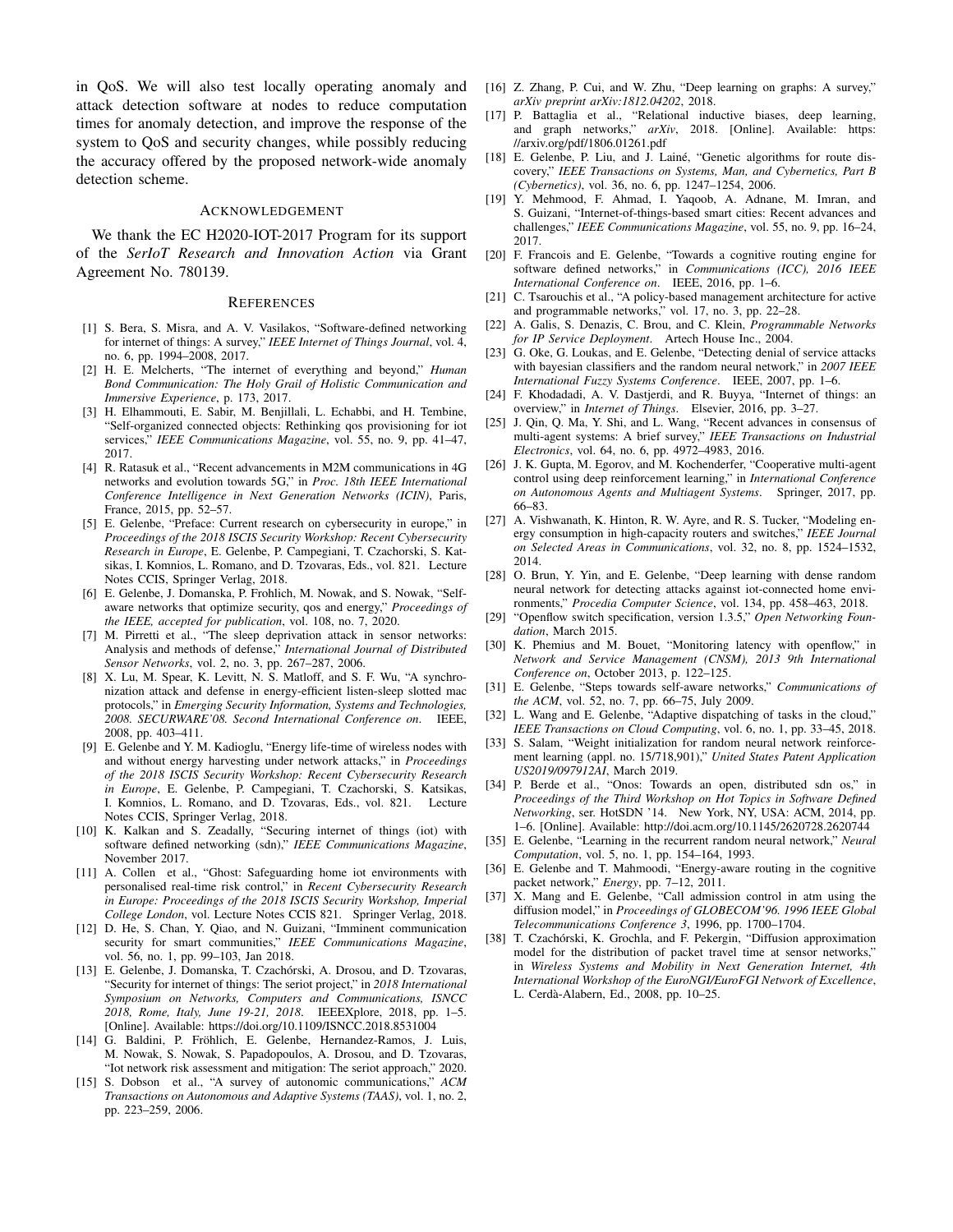in QoS. We will also test locally operating anomaly and attack detection software at nodes to reduce computation times for anomaly detection, and improve the response of the system to QoS and security changes, while possibly reducing the accuracy offered by the proposed network-wide anomaly detection scheme.

## Acknowledgement

We thank the EC H2020-IOT-2017 Program for its support of the *SerIoT Research and Innovation Action* via Grant Agreement No. 780139.

## References

[1] S. Bera, S. Misra, and A. V. Vasilakos, "Software-defined networking for internet of things: A survey," *IEEE Internet of Things Journal*, vol. 4, no. 6, pp. 1994–2008, 2017.

[2] H. E. Melcherts, "The internet of everything and beyond," *Human Bond Communication: The Holy Grail of Holistic Communication and Immersive Experience*, p. 173, 2017.

[3] H. Elhammouti, E. Sabir, M. Benjillali, L. Echabbi, and H. Tembine, "Self-organized connected objects: Rethinking qos provisioning for iot services," *IEEE Communications Magazine*, vol. 55, no. 9, pp. 41–47, 2017.

[4] R. Ratasuk et al., "Recent advancements in M2M communications in 4G networks and evolution towards 5G," in *Proc. 18th IEEE International Conference Intelligence in Next Generation Networks (ICIN)*, Paris, France, 2015, pp. 52–57.

[5] E. Gelenbe, "Preface: Current research on cybersecurity in europe," in *Proceedings of the 2018 ISCIS Security Workshop: Recent Cybersecurity Research in Europe*, E. Gelenbe, P. Campegiani, T. Czachorski, S. Katsikas, I. Komnios, L. Romano, and D. Tzovaras, Eds., vol. 821. Lecture Notes CCIS, Springer Verlag, 2018.

[6] E. Gelenbe, J. Domanska, P. Frohlich, M. Nowak, and S. Nowak, "Self-aware networks that optimize security, qos and energy," *Proceedings of the IEEE, accepted for publication*, vol. 108, no. 7, 2020.

[7] M. Pirretti et al., "The sleep deprivation attack in sensor networks: Analysis and methods of defense," *International Journal of Distributed Sensor Networks*, vol. 2, no. 3, pp. 267–287, 2006.

[8] X. Lu, M. Spear, K. Levitt, N. S. Matloff, and S. F. Wu, "A synchronization attack and defense in energy-efficient listen-sleep slotted mac protocols," in *Emerging Security Information, Systems and Technologies, 2008. SECURWARE'08. Second International Conference on*. IEEE, 2008, pp. 403–411.

[9] E. Gelenbe and Y. M. Kadioglu, "Energy life-time of wireless nodes with and without energy harvesting under network attacks," in *Proceedings of the 2018 ISCIS Security Workshop: Recent Cybersecurity Research in Europe*, E. Gelenbe, P. Campegiani, T. Czachorski, S. Katsikas, I. Komnios, L. Romano, and D. Tzovaras, Eds., vol. 821. Lecture Notes CCIS, Springer Verlag, 2018.

[10] K. Kalkan and S. Zeadally, "Securing internet of things (iot) with software defined networking (sdn)," *IEEE Communications Magazine*, November 2017.

[11] A. Collen et al., "Ghost: Safeguarding home iot environments with personalised real-time risk control," in *Recent Cybersecurity Research in Europe: Proceedings of the 2018 ISCIS Security Workshop, Imperial College London*, vol. Lecture Notes CCIS 821. Springer Verlag, 2018.

[12] D. He, S. Chan, Y. Qiao, and N. Guizani, "Imminent communication security for smart communities," *IEEE Communications Magazine*, vol. 56, no. 1, pp. 99–103, Jan 2018.

[13] E. Gelenbe, J. Domanska, T. Czachórski, A. Drosou, and D. Tzovaras, "Security for internet of things: The seriot project," in *2018 International Symposium on Networks, Computers and Communications, ISNCC 2018, Rome, Italy, June 19-21, 2018*. IEEEXplore, 2018, pp. 1–5. [Online]. Available: https://doi.org/10.1109/ISNCC.2018.8531004

[14] G. Baldini, P. Fröhlich, E. Gelenbe, E. Hernandez-Ramos, J. Luis, M. Nowak, S. Nowak, S. Papadopoulos, A. Drosou, and D. Tzovaras, "Iot network risk assessment and mitigation: The seriot approach," 2020.

[15] S. Dobson et al., "A survey of autonomic communications," *ACM Transactions on Autonomous and Adaptive Systems (TAAS)*, vol. 1, no. 2, pp. 223–259, 2006.

[16] Z. Zhang, P. Cui, and W. Zhu, "Deep learning on graphs: A survey," *arXiv preprint arXiv:1812.04202*, 2018.

[17] P. Battaglia et al., "Relational inductive biases, deep learning, and graph networks," *arXiv*, 2018. [Online]. Available: https://arxiv.org/pdf/1806.01261.pdf

[18] E. Gelenbe, P. Liu, and J. Lainé, "Genetic algorithms for route discovery," *IEEE Transactions on Systems, Man, and Cybernetics, Part B (Cybernetics)*, vol. 36, no. 6, pp. 1247–1254, 2006.

[19] Y. Mehmood, F. Ahmad, I. Yaqoob, A. Adnane, M. Imran, and S. Guizani, "Internet-of-things-based smart cities: Recent advances and challenges," *IEEE Communications Magazine*, vol. 55, no. 9, pp. 16–24, 2017.

[20] F. Francois and E. Gelenbe, "Towards a cognitive routing engine for software defined networks," in *Communications (ICC), 2016 IEEE International Conference on*. IEEE, 2016, pp. 1–6.

[21] C. Tsarouchis et al., "A policy-based management architecture for active and programmable networks," vol. 17, no. 3, pp. 22–28.

[22] A. Galis, S. Denazis, C. Brou, and C. Klein, *Programmable Networks for IP Service Deployment*. Artech House Inc., 2004.

[23] G. Oke, G. Loukas, and E. Gelenbe, "Detecting denial of service attacks with bayesian classifiers and the random neural network," in *2007 IEEE International Fuzzy Systems Conference*. IEEE, 2007, pp. 1–6.

[24] F. Khodadadi, A. V. Dastjerdi, and R. Buyya, "Internet of things: an overview," in *Internet of Things*. Elsevier, 2016, pp. 3–27.

[25] J. Qin, Q. Ma, Y. Shi, and L. Wang, "Recent advances in consensus of multi-agent systems: A brief survey," *IEEE Transactions on Industrial Electronics*, vol. 64, no. 6, pp. 4972–4983, 2016.

[26] J. K. Gupta, M. Egorov, and M. Kochenderfer, "Cooperative multi-agent control using deep reinforcement learning," in *International Conference on Autonomous Agents and Multiagent Systems*. Springer, 2017, pp. 66–83.

[27] A. Vishwanath, K. Hinton, R. W. Ayre, and R. S. Tucker, "Modeling energy consumption in high-capacity routers and switches," *IEEE Journal on Selected Areas in Communications*, vol. 32, no. 8, pp. 1524–1532, 2014.

[28] O. Brun, Y. Yin, and E. Gelenbe, "Deep learning with dense random neural network for detecting attacks against iot-connected home environments," *Procedia Computer Science*, vol. 134, pp. 458–463, 2018.

[29] "Openflow switch specification, version 1.3.5," *Open Networking Foundation*, March 2015.

[30] K. Phemius and M. Bouet, "Monitoring latency with openflow," in *Network and Service Management (CNSM), 2013 9th International Conference on*, October 2013, pp. 122–125.

[31] E. Gelenbe, "Steps towards self-aware networks," *Communications of the ACM*, vol. 52, no. 7, pp. 66–75, July 2009.

[32] L. Wang and E. Gelenbe, "Adaptive dispatching of tasks in the cloud," *IEEE Transactions on Cloud Computing*, vol. 6, no. 1, pp. 33–45, 2018.

[33] S. Salam, "Weight initialization for random neural network reinforcement learning (appl. no. 15/718,901)," *United States Patent Application US2019/097912AI*, March 2019.

[34] P. Berde et al., "Onos: Towards an open, distributed sdn os," in *Proceedings of the Third Workshop on Hot Topics in Software Defined Networking*, ser. HotSDN '14. New York, NY, USA: ACM, 2014, pp. 1–6. [Online]. Available: http://doi.acm.org/10.1145/2620728.2620744

[35] E. Gelenbe, "Learning in the recurrent random neural network," *Neural Computation*, vol. 5, no. 1, pp. 154–164, 1993.

[36] E. Gelenbe and T. Mahmoodi, "Energy-aware routing in the cognitive packet network," *Energy*, pp. 7–12, 2011.

[37] X. Mang and E. Gelenbe, "Call admission control in atm using the diffusion model," in *Proceedings of GLOBECOM'96. 1996 IEEE Global Telecommunications Conference 3*, 1996, pp. 1700–1704.

[38] T. Czachórski, K. Grochla, and F. Pekergin, "Diffusion approximation model for the distribution of packet travel time at sensor networks," in *Wireless Systems and Mobility in Next Generation Internet, 4th International Workshop of the EuroNGI/EuroFGI Network of Excellence*, L. Cerdà-Alabern, Ed., 2008, pp. 10–25.